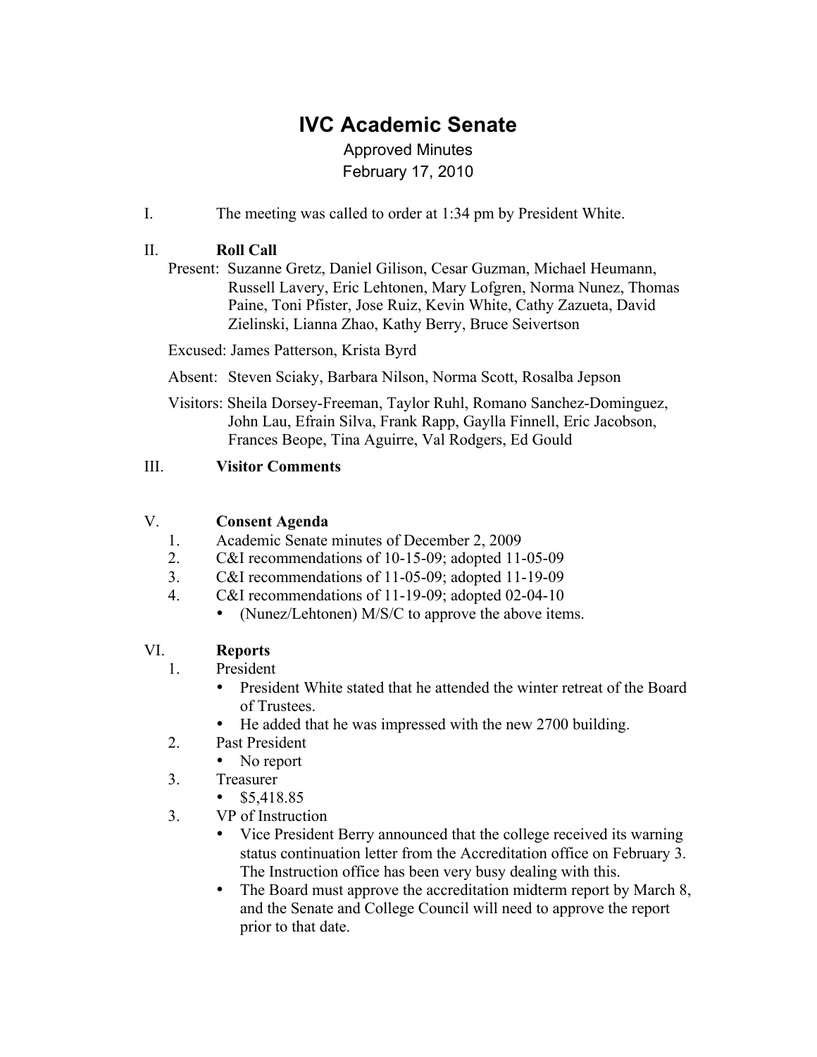# IVC Academic Senate

Approved Minutes

February 17, 2010

I. The meeting was called to order at 1:34 pm by President White.

II. **Roll Call**

Present: Suzanne Gretz, Daniel Gilison, Cesar Guzman, Michael Heumann, Russell Lavery, Eric Lehtonen, Mary Lofgren, Norma Nunez, Thomas Paine, Toni Pfister, Jose Ruiz, Kevin White, Cathy Zazueta, David Zielinski, Lianna Zhao, Kathy Berry, Bruce Seivertson

Excused: James Patterson, Krista Byrd

Absent: Steven Sciaky, Barbara Nilson, Norma Scott, Rosalba Jepson

Visitors: Sheila Dorsey-Freeman, Taylor Ruhl, Romano Sanchez-Dominguez, John Lau, Efrain Silva, Frank Rapp, Gaylla Finnell, Eric Jacobson, Frances Beope, Tina Aguirre, Val Rodgers, Ed Gould

III. **Visitor Comments**

V. **Consent Agenda**

1. Academic Senate minutes of December 2, 2009
2. C&I recommendations of 10-15-09; adopted 11-05-09
3. C&I recommendations of 11-05-09; adopted 11-19-09
4. C&I recommendations of 11-19-09; adopted 02-04-10
   - (Nunez/Lehtonen) M/S/C to approve the above items.

VI. **Reports**

1. President
   - President White stated that he attended the winter retreat of the Board of Trustees.
   - He added that he was impressed with the new 2700 building.
2. Past President
   - No report
3. Treasurer
   - $5,418.85
3. VP of Instruction
   - Vice President Berry announced that the college received its warning status continuation letter from the Accreditation office on February 3. The Instruction office has been very busy dealing with this.
   - The Board must approve the accreditation midterm report by March 8, and the Senate and College Council will need to approve the report prior to that date.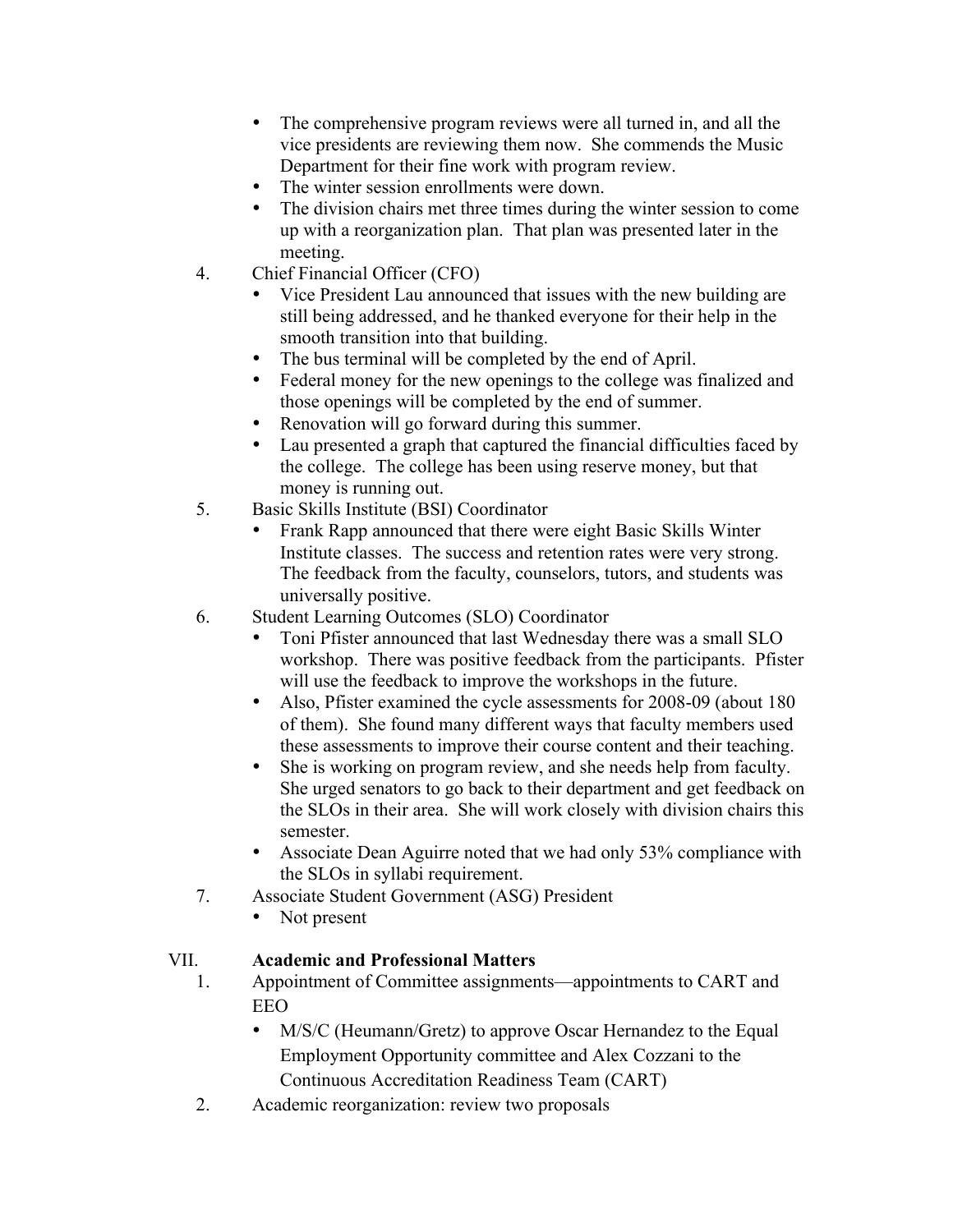- The comprehensive program reviews were all turned in, and all the vice presidents are reviewing them now. She commends the Music Department for their fine work with program review.
- The winter session enrollments were down.
- The division chairs met three times during the winter session to come up with a reorganization plan. That plan was presented later in the meeting.

4. Chief Financial Officer (CFO)
   - Vice President Lau announced that issues with the new building are still being addressed, and he thanked everyone for their help in the smooth transition into that building.
   - The bus terminal will be completed by the end of April.
   - Federal money for the new openings to the college was finalized and those openings will be completed by the end of summer.
   - Renovation will go forward during this summer.
   - Lau presented a graph that captured the financial difficulties faced by the college. The college has been using reserve money, but that money is running out.
5. Basic Skills Institute (BSI) Coordinator
   - Frank Rapp announced that there were eight Basic Skills Winter Institute classes. The success and retention rates were very strong. The feedback from the faculty, counselors, tutors, and students was universally positive.
6. Student Learning Outcomes (SLO) Coordinator
   - Toni Pfister announced that last Wednesday there was a small SLO workshop. There was positive feedback from the participants. Pfister will use the feedback to improve the workshops in the future.
   - Also, Pfister examined the cycle assessments for 2008-09 (about 180 of them). She found many different ways that faculty members used these assessments to improve their course content and their teaching.
   - She is working on program review, and she needs help from faculty. She urged senators to go back to their department and get feedback on the SLOs in their area. She will work closely with division chairs this semester.
   - Associate Dean Aguirre noted that we had only 53% compliance with the SLOs in syllabi requirement.
7. Associate Student Government (ASG) President
   - Not present

## VII. **Academic and Professional Matters**

1. Appointment of Committee assignments—appointments to CART and EEO
   - M/S/C (Heumann/Gretz) to approve Oscar Hernandez to the Equal Employment Opportunity committee and Alex Cozzani to the Continuous Accreditation Readiness Team (CART)
2. Academic reorganization: review two proposals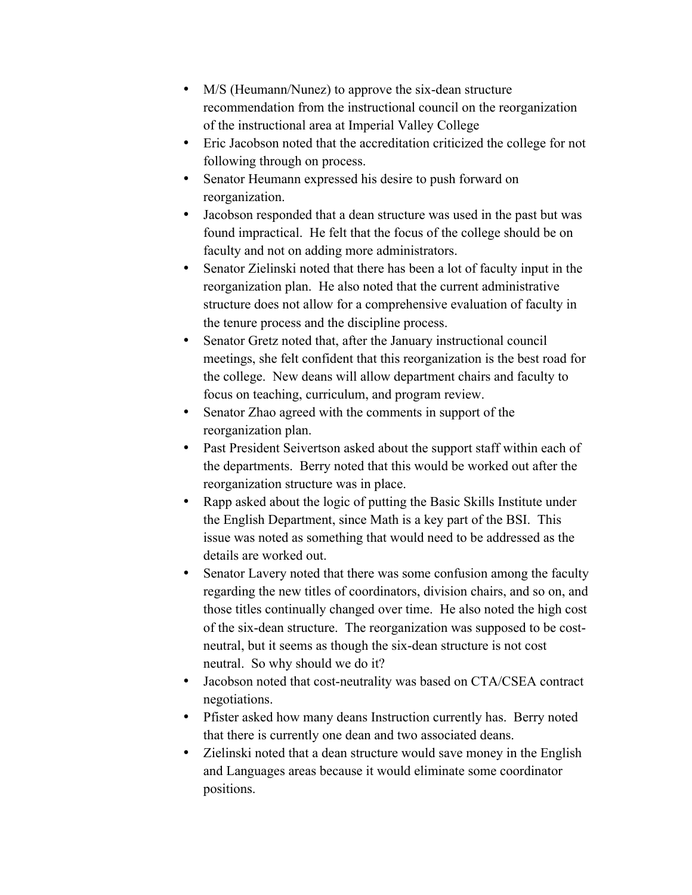- M/S (Heumann/Nunez) to approve the six-dean structure recommendation from the instructional council on the reorganization of the instructional area at Imperial Valley College
- Eric Jacobson noted that the accreditation criticized the college for not following through on process.
- Senator Heumann expressed his desire to push forward on reorganization.
- Jacobson responded that a dean structure was used in the past but was found impractical. He felt that the focus of the college should be on faculty and not on adding more administrators.
- Senator Zielinski noted that there has been a lot of faculty input in the reorganization plan. He also noted that the current administrative structure does not allow for a comprehensive evaluation of faculty in the tenure process and the discipline process.
- Senator Gretz noted that, after the January instructional council meetings, she felt confident that this reorganization is the best road for the college. New deans will allow department chairs and faculty to focus on teaching, curriculum, and program review.
- Senator Zhao agreed with the comments in support of the reorganization plan.
- Past President Seivertson asked about the support staff within each of the departments. Berry noted that this would be worked out after the reorganization structure was in place.
- Rapp asked about the logic of putting the Basic Skills Institute under the English Department, since Math is a key part of the BSI. This issue was noted as something that would need to be addressed as the details are worked out.
- Senator Lavery noted that there was some confusion among the faculty regarding the new titles of coordinators, division chairs, and so on, and those titles continually changed over time. He also noted the high cost of the six-dean structure. The reorganization was supposed to be cost-neutral, but it seems as though the six-dean structure is not cost neutral. So why should we do it?
- Jacobson noted that cost-neutrality was based on CTA/CSEA contract negotiations.
- Pfister asked how many deans Instruction currently has. Berry noted that there is currently one dean and two associated deans.
- Zielinski noted that a dean structure would save money in the English and Languages areas because it would eliminate some coordinator positions.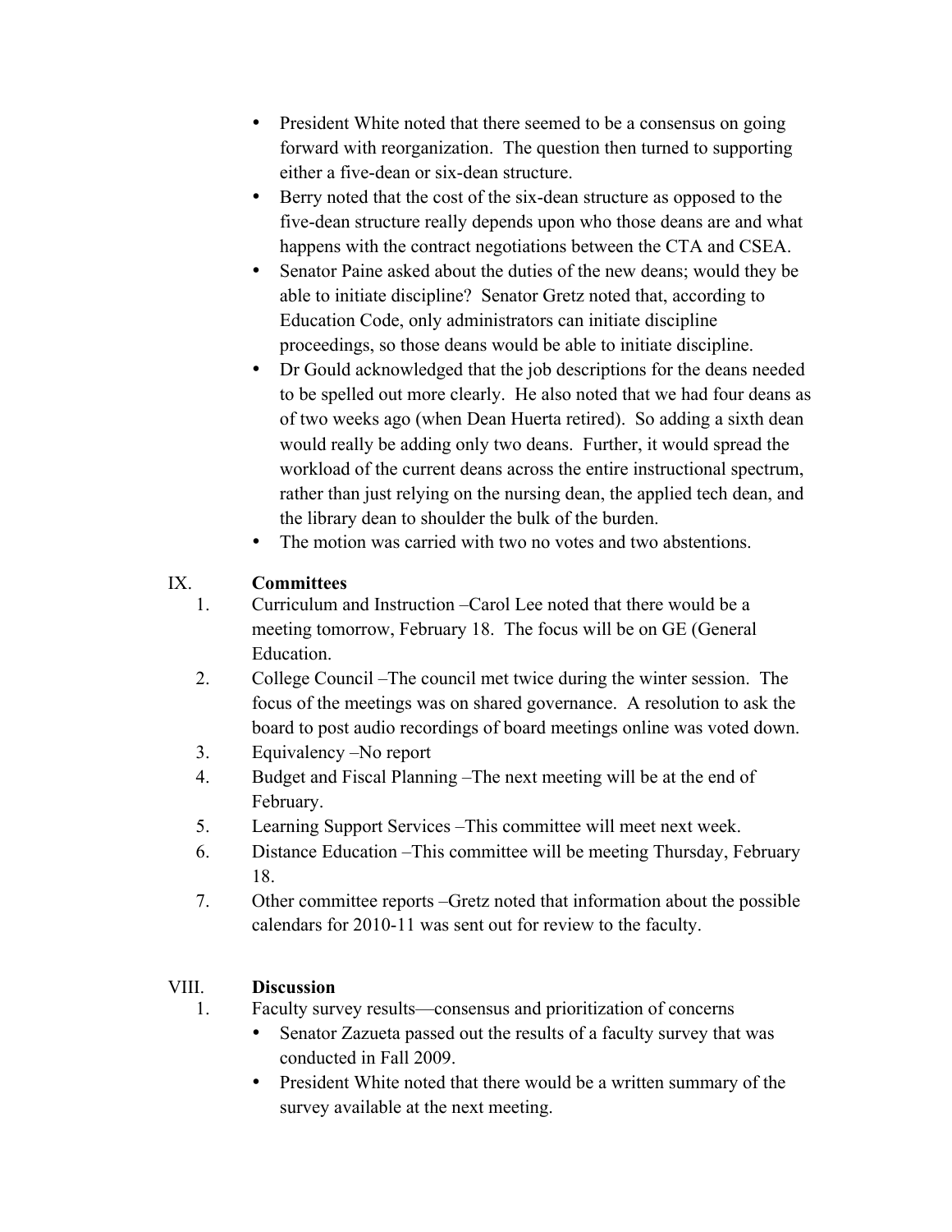- President White noted that there seemed to be a consensus on going forward with reorganization. The question then turned to supporting either a five-dean or six-dean structure.
- Berry noted that the cost of the six-dean structure as opposed to the five-dean structure really depends upon who those deans are and what happens with the contract negotiations between the CTA and CSEA.
- Senator Paine asked about the duties of the new deans; would they be able to initiate discipline? Senator Gretz noted that, according to Education Code, only administrators can initiate discipline proceedings, so those deans would be able to initiate discipline.
- Dr Gould acknowledged that the job descriptions for the deans needed to be spelled out more clearly. He also noted that we had four deans as of two weeks ago (when Dean Huerta retired). So adding a sixth dean would really be adding only two deans. Further, it would spread the workload of the current deans across the entire instructional spectrum, rather than just relying on the nursing dean, the applied tech dean, and the library dean to shoulder the bulk of the burden.
- The motion was carried with two no votes and two abstentions.

## IX. Committees

1. Curriculum and Instruction –Carol Lee noted that there would be a meeting tomorrow, February 18. The focus will be on GE (General Education.
2. College Council –The council met twice during the winter session. The focus of the meetings was on shared governance. A resolution to ask the board to post audio recordings of board meetings online was voted down.
3. Equivalency –No report
4. Budget and Fiscal Planning –The next meeting will be at the end of February.
5. Learning Support Services –This committee will meet next week.
6. Distance Education –This committee will be meeting Thursday, February 18.
7. Other committee reports –Gretz noted that information about the possible calendars for 2010-11 was sent out for review to the faculty.

## VIII. Discussion

1. Faculty survey results—consensus and prioritization of concerns
   - Senator Zazueta passed out the results of a faculty survey that was conducted in Fall 2009.
   - President White noted that there would be a written summary of the survey available at the next meeting.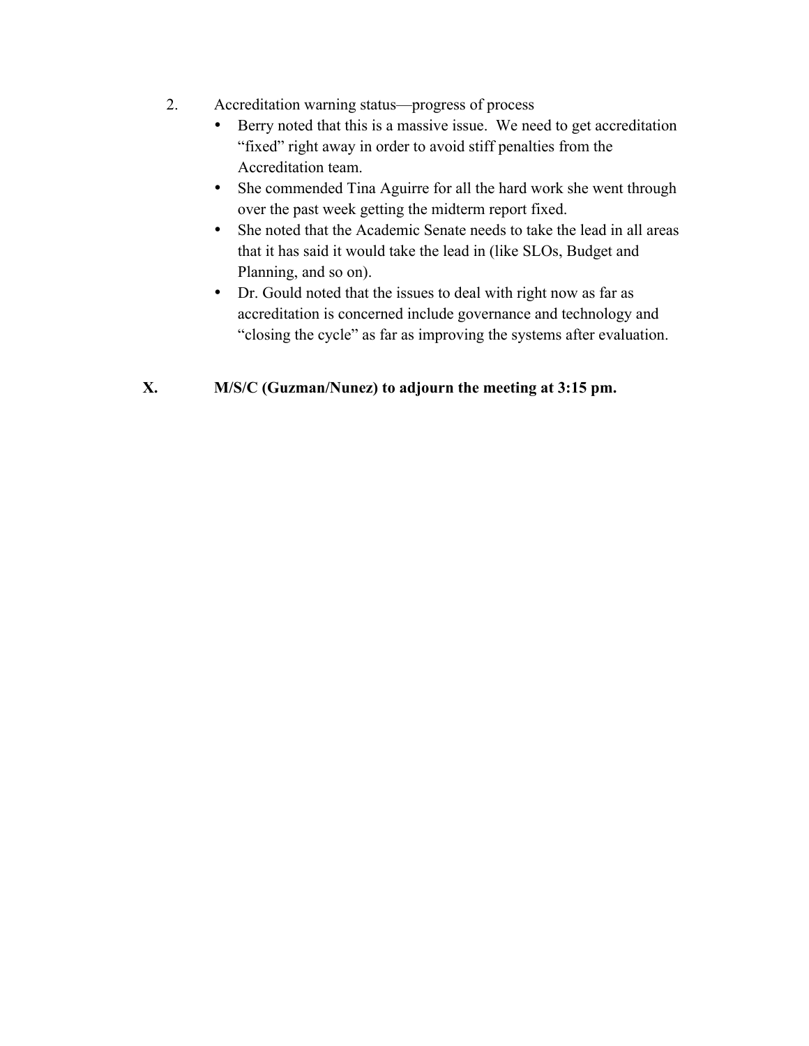2. Accreditation warning status—progress of process
   - Berry noted that this is a massive issue. We need to get accreditation "fixed" right away in order to avoid stiff penalties from the Accreditation team.
   - She commended Tina Aguirre for all the hard work she went through over the past week getting the midterm report fixed.
   - She noted that the Academic Senate needs to take the lead in all areas that it has said it would take the lead in (like SLOs, Budget and Planning, and so on).
   - Dr. Gould noted that the issues to deal with right now as far as accreditation is concerned include governance and technology and "closing the cycle" as far as improving the systems after evaluation.

**X. M/S/C (Guzman/Nunez) to adjourn the meeting at 3:15 pm.**